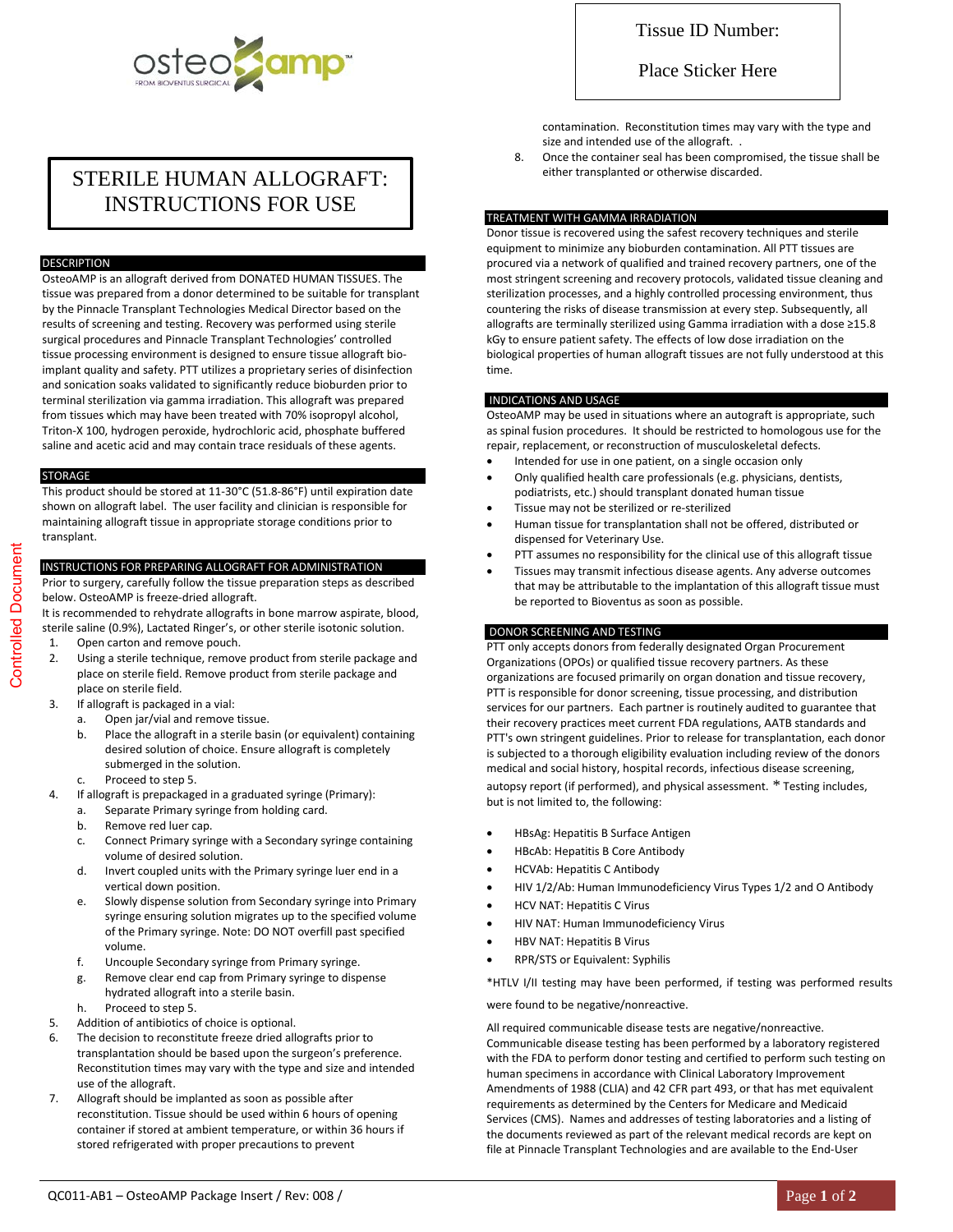Tissue ID Number:

Place Sticker Here

# STERILE HUMAN ALLOGRAFT: INSTRUCTIONS FOR USE

## DESCRIPTION

OsteoAMP is an allograft derived from DONATED HUMAN TISSUES. The tissue was prepared from a donor determined to be suitable for transplant by the Pinnacle Transplant Technologies Medical Director based on the results of screening and testing. Recovery was performed using sterile surgical procedures and Pinnacle Transplant Technologies' controlled tissue processing environment is designed to ensure tissue allograft bio-implant quality and safety. PTT utilizes a proprietary series of disinfection and sonication soaks validated to significantly reduce bioburden prior to terminal sterilization via gamma irradiation. This allograft was prepared from tissues which may have been treated with 70% isopropyl alcohol, Triton-X 100, hydrogen peroxide, hydrochloric acid, phosphate buffered saline and acetic acid and may contain trace residuals of these agents.

## STORAGE

This product should be stored at 11-30°C (51.8-86°F) until expiration date shown on allograft label. The user facility and clinician is responsible for maintaining allograft tissue in appropriate storage conditions prior to transplant.

## INSTRUCTIONS FOR PREPARING ALLOGRAFT FOR ADMINISTRATION

Prior to surgery, carefully follow the tissue preparation steps as described below. OsteoAMP is freeze-dried allograft.

It is recommended to rehydrate allografts in bone marrow aspirate, blood, sterile saline (0.9%), Lactated Ringer's, or other sterile isotonic solution.

1. Open carton and remove pouch.
2. Using a sterile technique, remove product from sterile package and place on sterile field. Remove product from sterile package and place on sterile field.
3. If allograft is packaged in a vial:
   a. Open jar/vial and remove tissue.
   b. Place the allograft in a sterile basin (or equivalent) containing desired solution of choice. Ensure allograft is completely submerged in the solution.
   c. Proceed to step 5.
4. If allograft is prepackaged in a graduated syringe (Primary):
   a. Separate Primary syringe from holding card.
   b. Remove red luer cap.
   c. Connect Primary syringe with a Secondary syringe containing volume of desired solution.
   d. Invert coupled units with the Primary syringe luer end in a vertical down position.
   e. Slowly dispense solution from Secondary syringe into Primary syringe ensuring solution migrates up to the specified volume of the Primary syringe. Note: DO NOT overfill past specified volume.
   f. Uncouple Secondary syringe from Primary syringe.
   g. Remove clear end cap from Primary syringe to dispense hydrated allograft into a sterile basin.
   h. Proceed to step 5.
5. Addition of antibiotics of choice is optional.
6. The decision to reconstitute freeze dried allografts prior to transplantation should be based upon the surgeon's preference. Reconstitution times may vary with the type and size and intended use of the allograft.
7. Allograft should be implanted as soon as possible after reconstitution. Tissue should be used within 6 hours of opening container if stored at ambient temperature, or within 36 hours if stored refrigerated with proper precautions to prevent contamination. Reconstitution times may vary with the type and size and intended use of the allograft. .
8. Once the container seal has been compromised, the tissue shall be either transplanted or otherwise discarded.

## TREATMENT WITH GAMMA IRRADIATION

Donor tissue is recovered using the safest recovery techniques and sterile equipment to minimize any bioburden contamination. All PTT tissues are procured via a network of qualified and trained recovery partners, one of the most stringent screening and recovery protocols, validated tissue cleaning and sterilization processes, and a highly controlled processing environment, thus countering the risks of disease transmission at every step. Subsequently, all allografts are terminally sterilized using Gamma irradiation with a dose ≥15.8 kGy to ensure patient safety. The effects of low dose irradiation on the biological properties of human allograft tissues are not fully understood at this time.

## INDICATIONS AND USAGE

OsteoAMP may be used in situations where an autograft is appropriate, such as spinal fusion procedures. It should be restricted to homologous use for the repair, replacement, or reconstruction of musculoskeletal defects.

- Intended for use in one patient, on a single occasion only
- Only qualified health care professionals (e.g. physicians, dentists, podiatrists, etc.) should transplant donated human tissue
- Tissue may not be sterilized or re-sterilized
- Human tissue for transplantation shall not be offered, distributed or dispensed for Veterinary Use.
- PTT assumes no responsibility for the clinical use of this allograft tissue
- Tissues may transmit infectious disease agents. Any adverse outcomes that may be attributable to the implantation of this allograft tissue must be reported to Bioventus as soon as possible.

## DONOR SCREENING AND TESTING

PTT only accepts donors from federally designated Organ Procurement Organizations (OPOs) or qualified tissue recovery partners. As these organizations are focused primarily on organ donation and tissue recovery, PTT is responsible for donor screening, tissue processing, and distribution services for our partners. Each partner is routinely audited to guarantee that their recovery practices meet current FDA regulations, AATB standards and PTT's own stringent guidelines. Prior to release for transplantation, each donor is subjected to a thorough eligibility evaluation including review of the donors medical and social history, hospital records, infectious disease screening, autopsy report (if performed), and physical assessment. * Testing includes, but is not limited to, the following:

- HBsAg: Hepatitis B Surface Antigen
- HBcAb: Hepatitis B Core Antibody
- HCVAb: Hepatitis C Antibody
- HIV 1/2/Ab: Human Immunodeficiency Virus Types 1/2 and O Antibody
- HCV NAT: Hepatitis C Virus
- HIV NAT: Human Immunodeficiency Virus
- HBV NAT: Hepatitis B Virus
- RPR/STS or Equivalent: Syphilis

*HTLV I/II testing may have been performed, if testing was performed results were found to be negative/nonreactive.

All required communicable disease tests are negative/nonreactive. Communicable disease testing has been performed by a laboratory registered with the FDA to perform donor testing and certified to perform such testing on human specimens in accordance with Clinical Laboratory Improvement Amendments of 1988 (CLIA) and 42 CFR part 493, or that has met equivalent requirements as determined by the Centers for Medicare and Medicaid Services (CMS). Names and addresses of testing laboratories and a listing of the documents reviewed as part of the relevant medical records are kept on file at Pinnacle Transplant Technologies and are available to the End-User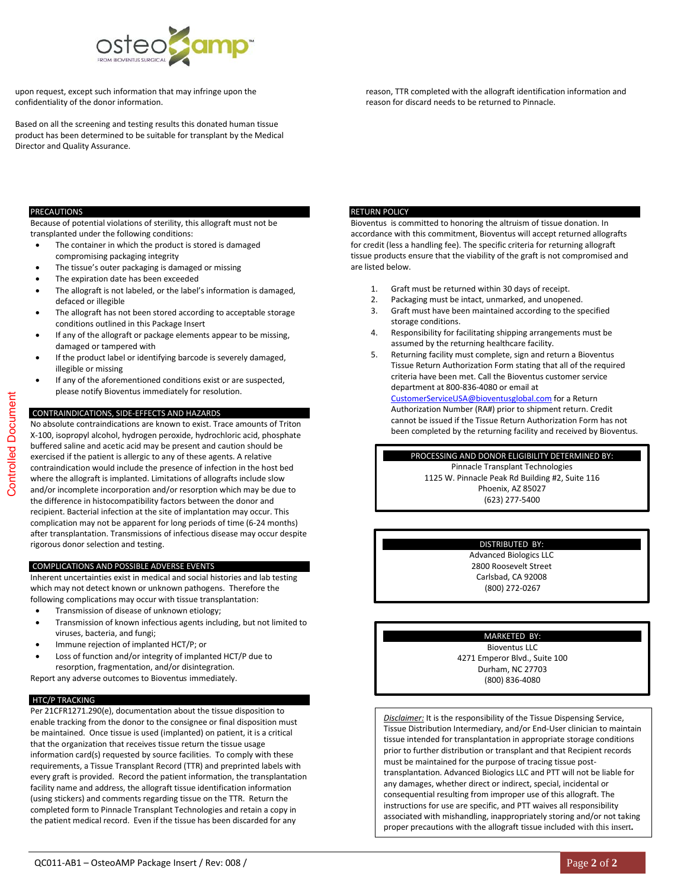upon request, except such information that may infringe upon the confidentiality of the donor information.

Based on all the screening and testing results this donated human tissue product has been determined to be suitable for transplant by the Medical Director and Quality Assurance.

## PRECAUTIONS

Because of potential violations of sterility, this allograft must not be transplanted under the following conditions:

- The container in which the product is stored is damaged compromising packaging integrity
- The tissue's outer packaging is damaged or missing
- The expiration date has been exceeded
- The allograft is not labeled, or the label's information is damaged, defaced or illegible
- The allograft has not been stored according to acceptable storage conditions outlined in this Package Insert
- If any of the allograft or package elements appear to be missing, damaged or tampered with
- If the product label or identifying barcode is severely damaged, illegible or missing
- If any of the aforementioned conditions exist or are suspected, please notify Bioventus immediately for resolution.

## CONTRAINDICATIONS, SIDE-EFFECTS AND HAZARDS

No absolute contraindications are known to exist. Trace amounts of Triton X-100, isopropyl alcohol, hydrogen peroxide, hydrochloric acid, phosphate buffered saline and acetic acid may be present and caution should be exercised if the patient is allergic to any of these agents. A relative contraindication would include the presence of infection in the host bed where the allograft is implanted. Limitations of allografts include slow and/or incomplete incorporation and/or resorption which may be due to the difference in histocompatibility factors between the donor and recipient. Bacterial infection at the site of implantation may occur. This complication may not be apparent for long periods of time (6-24 months) after transplantation. Transmissions of infectious disease may occur despite rigorous donor selection and testing.

## COMPLICATIONS AND POSSIBLE ADVERSE EVENTS

Inherent uncertainties exist in medical and social histories and lab testing which may not detect known or unknown pathogens. Therefore the following complications may occur with tissue transplantation:

- Transmission of disease of unknown etiology;
- Transmission of known infectious agents including, but not limited to viruses, bacteria, and fungi;
- Immune rejection of implanted HCT/P; or
- Loss of function and/or integrity of implanted HCT/P due to resorption, fragmentation, and/or disintegration.

Report any adverse outcomes to Bioventus immediately.

## HTC/P TRACKING

Per 21CFR1271.290(e), documentation about the tissue disposition to enable tracking from the donor to the consignee or final disposition must be maintained. Once tissue is used (implanted) on patient, it is a critical that the organization that receives tissue return the tissue usage information card(s) requested by source facilities. To comply with these requirements, a Tissue Transplant Record (TTR) and preprinted labels with every graft is provided. Record the patient information, the transplantation facility name and address, the allograft tissue identification information (using stickers) and comments regarding tissue on the TTR. Return the completed form to Pinnacle Transplant Technologies and retain a copy in the patient medical record. Even if the tissue has been discarded for any reason, TTR completed with the allograft identification information and reason for discard needs to be returned to Pinnacle.

## RETURN POLICY

Bioventus is committed to honoring the altruism of tissue donation. In accordance with this commitment, Bioventus will accept returned allografts for credit (less a handling fee). The specific criteria for returning allograft tissue products ensure that the viability of the graft is not compromised and are listed below.

1. Graft must be returned within 30 days of receipt.
2. Packaging must be intact, unmarked, and unopened.
3. Graft must have been maintained according to the specified storage conditions.
4. Responsibility for facilitating shipping arrangements must be assumed by the returning healthcare facility.
5. Returning facility must complete, sign and return a Bioventus Tissue Return Authorization Form stating that all of the required criteria have been met. Call the Bioventus customer service department at 800-836-4080 or email at CustomerServiceUSA@bioventusglobal.com for a Return Authorization Number (RA#) prior to shipment return. Credit cannot be issued if the Tissue Return Authorization Form has not been completed by the returning facility and received by Bioventus.

**PROCESSING AND DONOR ELIGIBILITY DETERMINED BY:**
Pinnacle Transplant Technologies
1125 W. Pinnacle Peak Rd Building #2, Suite 116
Phoenix, AZ 85027
(623) 277-5400

**DISTRIBUTED BY:**
Advanced Biologics LLC
2800 Roosevelt Street
Carlsbad, CA 92008
(800) 272-0267

**MARKETED BY:**
Bioventus LLC
4271 Emperor Blvd., Suite 100
Durham, NC 27703
(800) 836-4080

*Disclaimer:* It is the responsibility of the Tissue Dispensing Service, Tissue Distribution Intermediary, and/or End-User clinician to maintain tissue intended for transplantation in appropriate storage conditions prior to further distribution or transplant and that Recipient records must be maintained for the purpose of tracing tissue post-transplantation. Advanced Biologics LLC and PTT will not be liable for any damages, whether direct or indirect, special, incidental or consequential resulting from improper use of this allograft. The instructions for use are specific, and PTT waives all responsibility associated with mishandling, inappropriately storing and/or not taking proper precautions with the allograft tissue included with this insert.